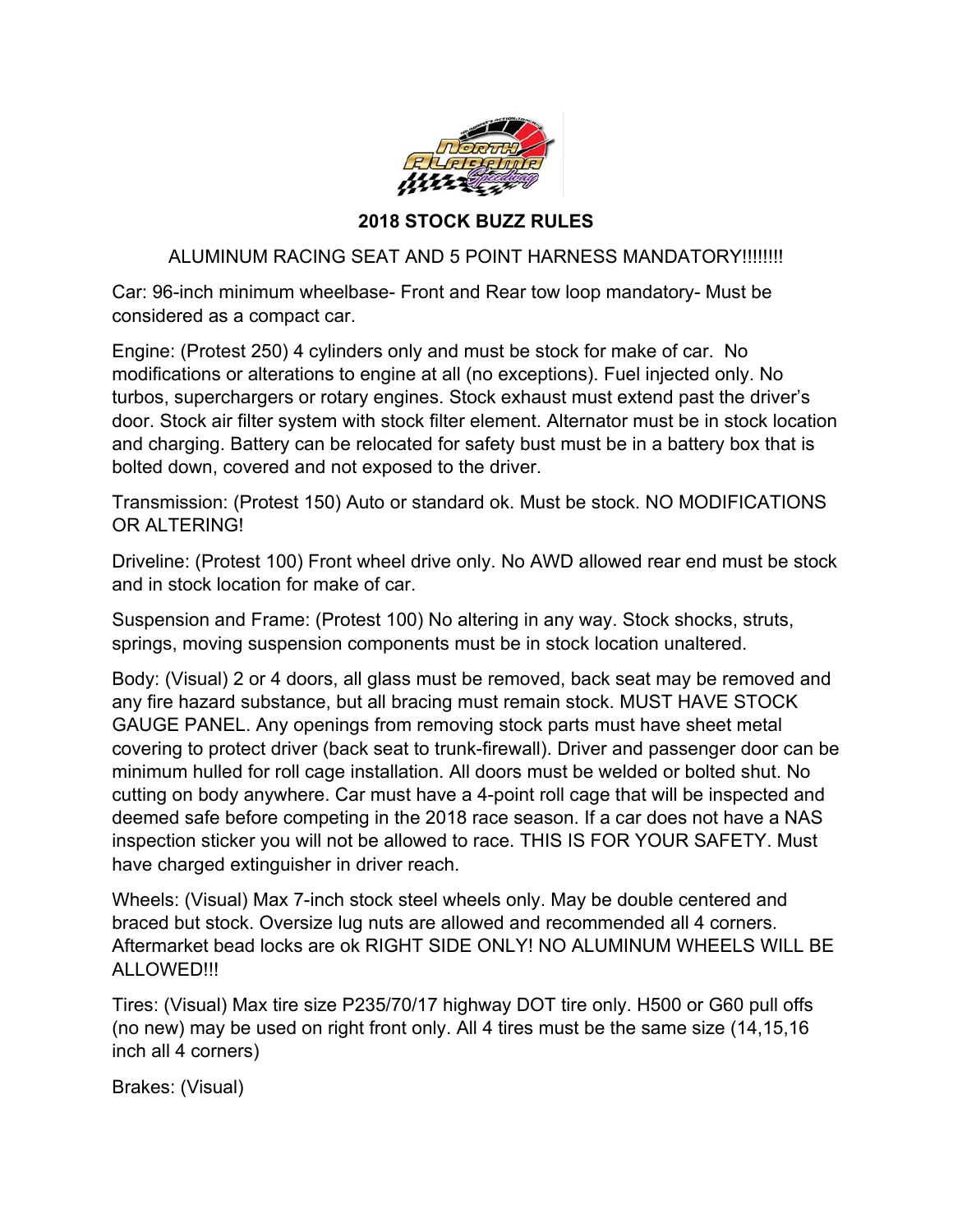## 2018 STOCK BUZZ RULES

ALUMINUM RACING SEAT AND 5 POINT HARNESS MANDATORY!!!!!!!!

Car: 96-inch minimum wheelbase- Front and Rear tow loop mandatory- Must be considered as a compact car.

Engine: (Protest 250) 4 cylinders only and must be stock for make of car. No modifications or alterations to engine at all (no exceptions). Fuel injected only. No turbos, superchargers or rotary engines. Stock exhaust must extend past the driver's door. Stock air filter system with stock filter element. Alternator must be in stock location and charging. Battery can be relocated for safety bust must be in a battery box that is bolted down, covered and not exposed to the driver.

Transmission: (Protest 150) Auto or standard ok. Must be stock. NO MODIFICATIONS OR ALTERING!

Driveline: (Protest 100) Front wheel drive only. No AWD allowed rear end must be stock and in stock location for make of car.

Suspension and Frame: (Protest 100) No altering in any way. Stock shocks, struts, springs, moving suspension components must be in stock location unaltered.

Body: (Visual) 2 or 4 doors, all glass must be removed, back seat may be removed and any fire hazard substance, but all bracing must remain stock. MUST HAVE STOCK GAUGE PANEL. Any openings from removing stock parts must have sheet metal covering to protect driver (back seat to trunk-firewall). Driver and passenger door can be minimum hulled for roll cage installation. All doors must be welded or bolted shut. No cutting on body anywhere. Car must have a 4-point roll cage that will be inspected and deemed safe before competing in the 2018 race season. If a car does not have a NAS inspection sticker you will not be allowed to race. THIS IS FOR YOUR SAFETY. Must have charged extinguisher in driver reach.

Wheels: (Visual) Max 7-inch stock steel wheels only. May be double centered and braced but stock. Oversize lug nuts are allowed and recommended all 4 corners. Aftermarket bead locks are ok RIGHT SIDE ONLY! NO ALUMINUM WHEELS WILL BE ALLOWED!!!

Tires: (Visual) Max tire size P235/70/17 highway DOT tire only. H500 or G60 pull offs (no new) may be used on right front only. All 4 tires must be the same size (14,15,16 inch all 4 corners)

Brakes: (Visual)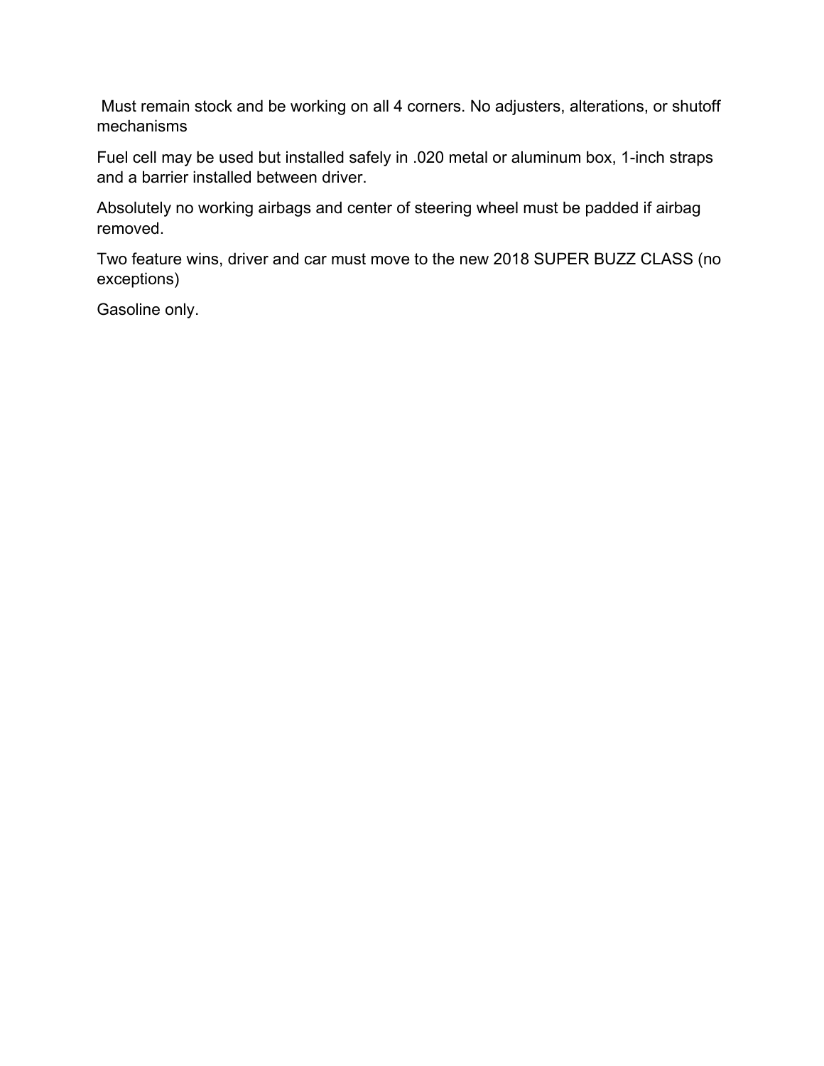Must remain stock and be working on all 4 corners. No adjusters, alterations, or shutoff mechanisms

Fuel cell may be used but installed safely in .020 metal or aluminum box, 1-inch straps and a barrier installed between driver.

Absolutely no working airbags and center of steering wheel must be padded if airbag removed.

Two feature wins, driver and car must move to the new 2018 SUPER BUZZ CLASS (no exceptions)

Gasoline only.